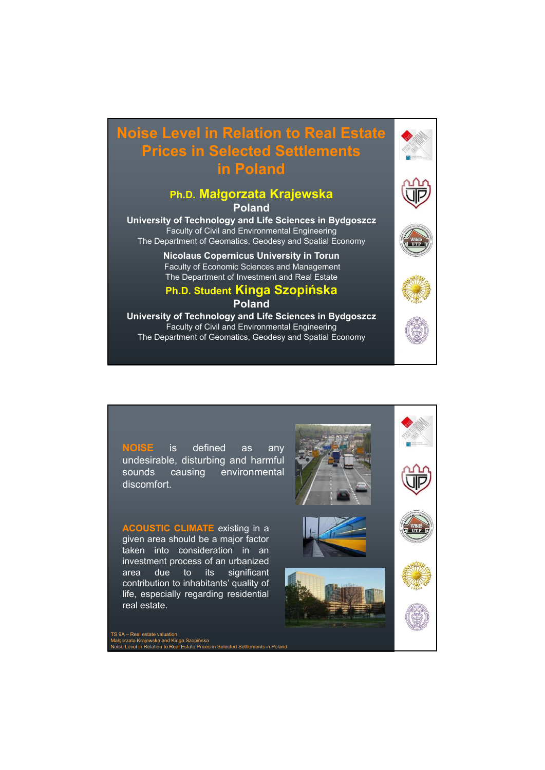# Noise Level in Relation to Real Estate Prices in Selected Settlements in Poland

**Ph.D. Małgorzata Krajewska**

**Poland**

**University of Technology and Life Sciences in Bydgoszcz**

Faculty of Civil and Environmental Engineering

The Department of Geomatics, Geodesy and Spatial Economy

**Nicolaus Copernicus University in Torun**

Faculty of Economic Sciences and Management

The Department of Investment and Real Estate

**Ph.D. Student Kinga Szopińska**

**Poland**

**University of Technology and Life Sciences in Bydgoszcz**

Faculty of Civil and Environmental Engineering

The Department of Geomatics, Geodesy and Spatial Economy

---

**NOISE** is defined as any undesirable, disturbing and harmful sounds causing environmental discomfort.

**ACOUSTIC CLIMATE** existing in a given area should be a major factor taken into consideration in an investment process of an urbanized area due to its significant contribution to inhabitants' quality of life, especially regarding residential real estate.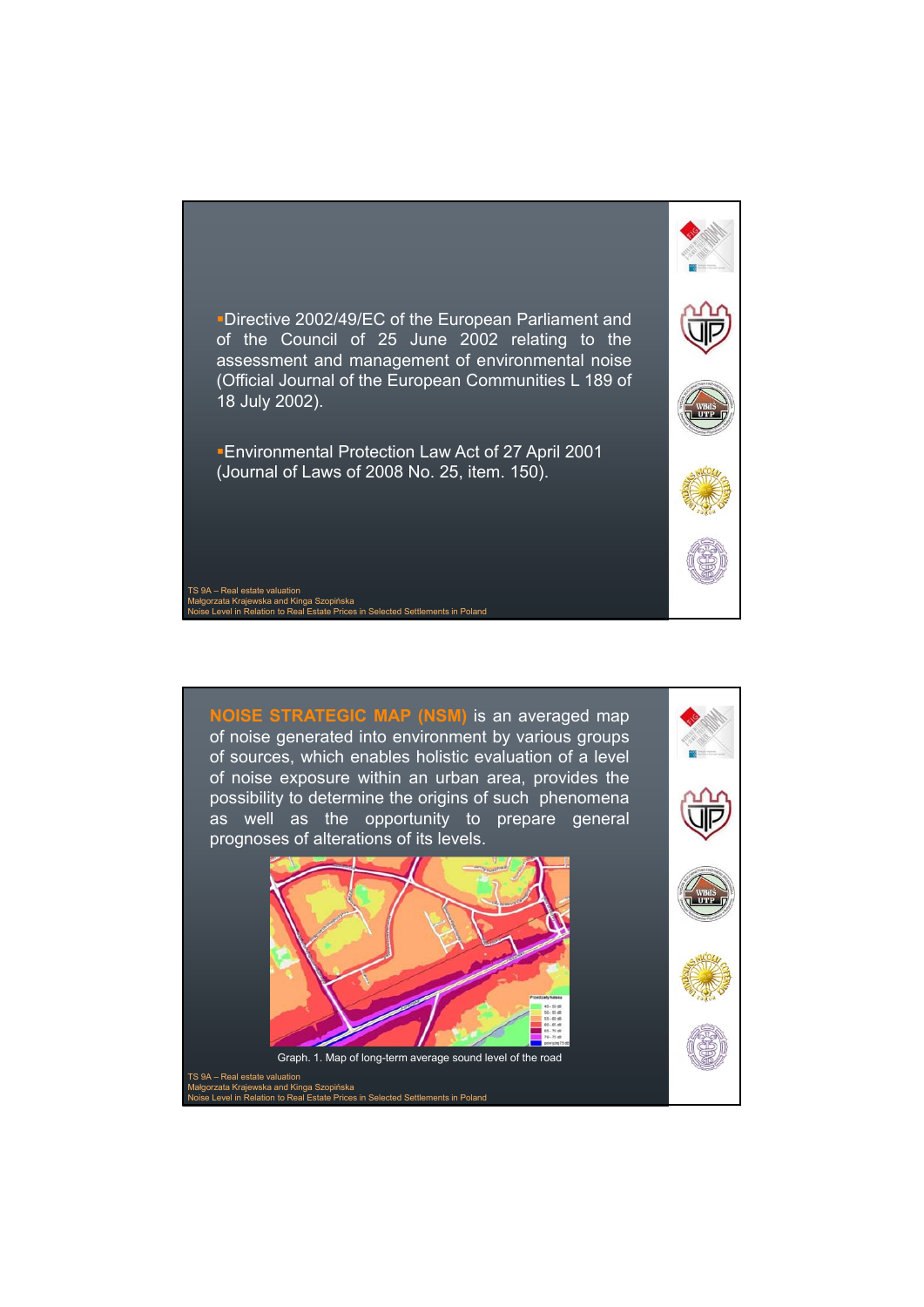- Directive 2002/49/EC of the European Parliament and of the Council of 25 June 2002 relating to the assessment and management of environmental noise (Official Journal of the European Communities L 189 of 18 July 2002).

- Environmental Protection Law Act of 27 April 2001 (Journal of Laws of 2008 No. 25, item. 150).

**NOISE STRATEGIC MAP (NSM)** is an averaged map of noise generated into environment by various groups of sources, which enables holistic evaluation of a level of noise exposure within an urban area, provides the possibility to determine the origins of such phenomena as well as the opportunity to prepare general prognoses of alterations of its levels.

Graph. 1. Map of long-term average sound level of the road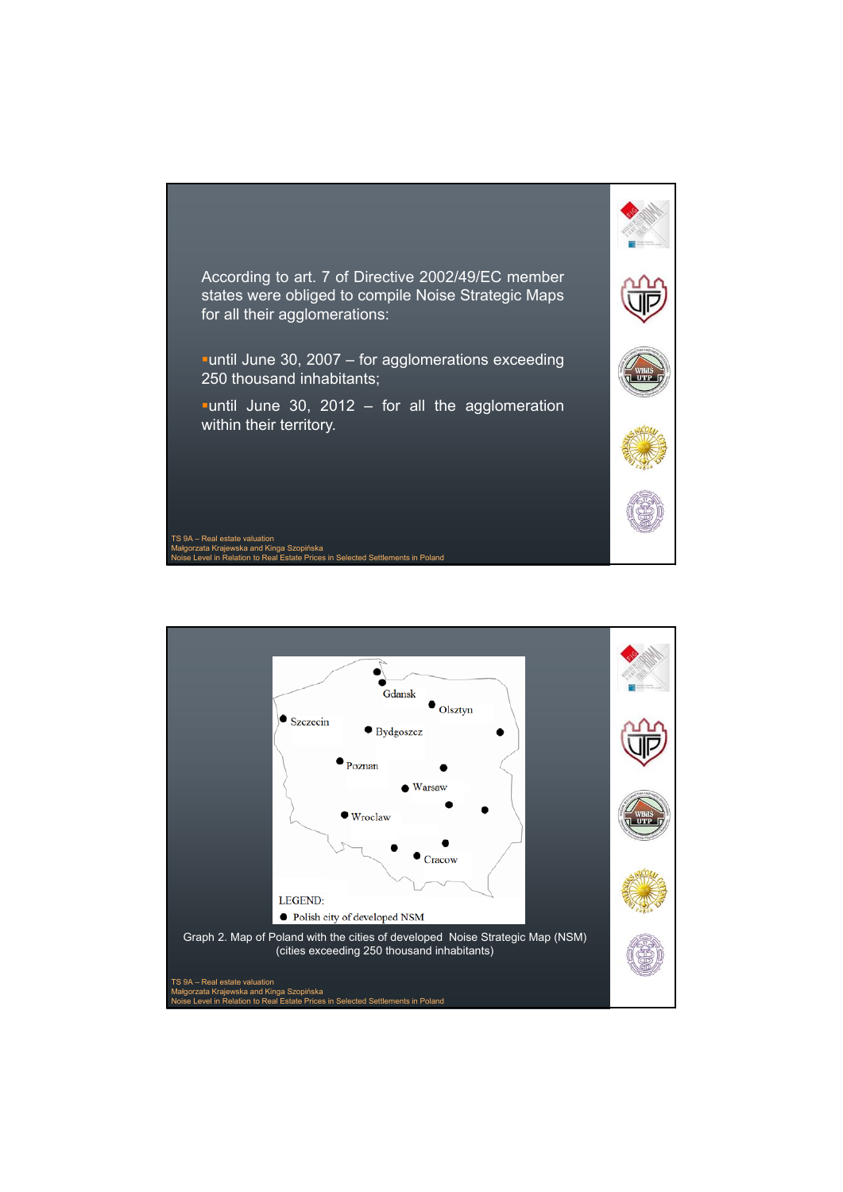According to art. 7 of Directive 2002/49/EC member states were obliged to compile Noise Strategic Maps for all their agglomerations:

- until June 30, 2007 – for agglomerations exceeding 250 thousand inhabitants;
- until June 30, 2012 – for all the agglomeration within their territory.

Gdansk, Olsztyn, Szczecin, Bydgoszcz, Poznan, Warsaw, Wroclaw, Cracow

LEGEND:
● Polish city of developed NSM

Graph 2. Map of Poland with the cities of developed Noise Strategic Map (NSM) (cities exceeding 250 thousand inhabitants)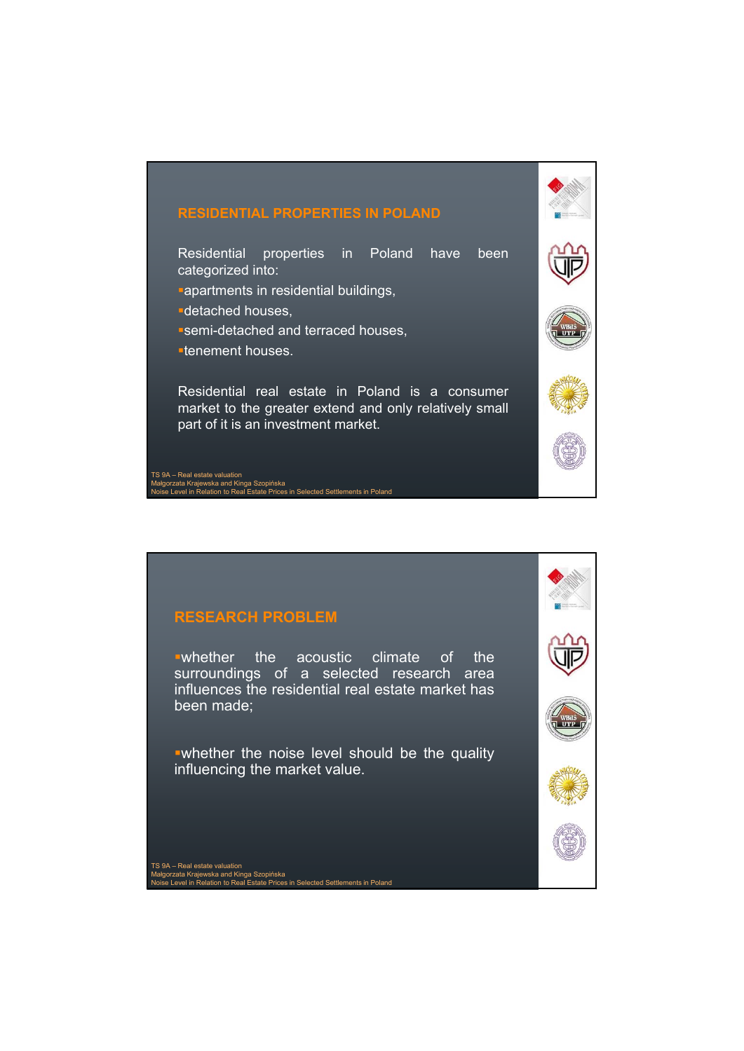## RESIDENTIAL PROPERTIES IN POLAND

Residential properties in Poland have been categorized into:

- apartments in residential buildings,
- detached houses,
- semi-detached and terraced houses,
- tenement houses.

Residential real estate in Poland is a consumer market to the greater extend and only relatively small part of it is an investment market.

## RESEARCH PROBLEM

- whether the acoustic climate of the surroundings of a selected research area influences the residential real estate market has been made;
- whether the noise level should be the quality influencing the market value.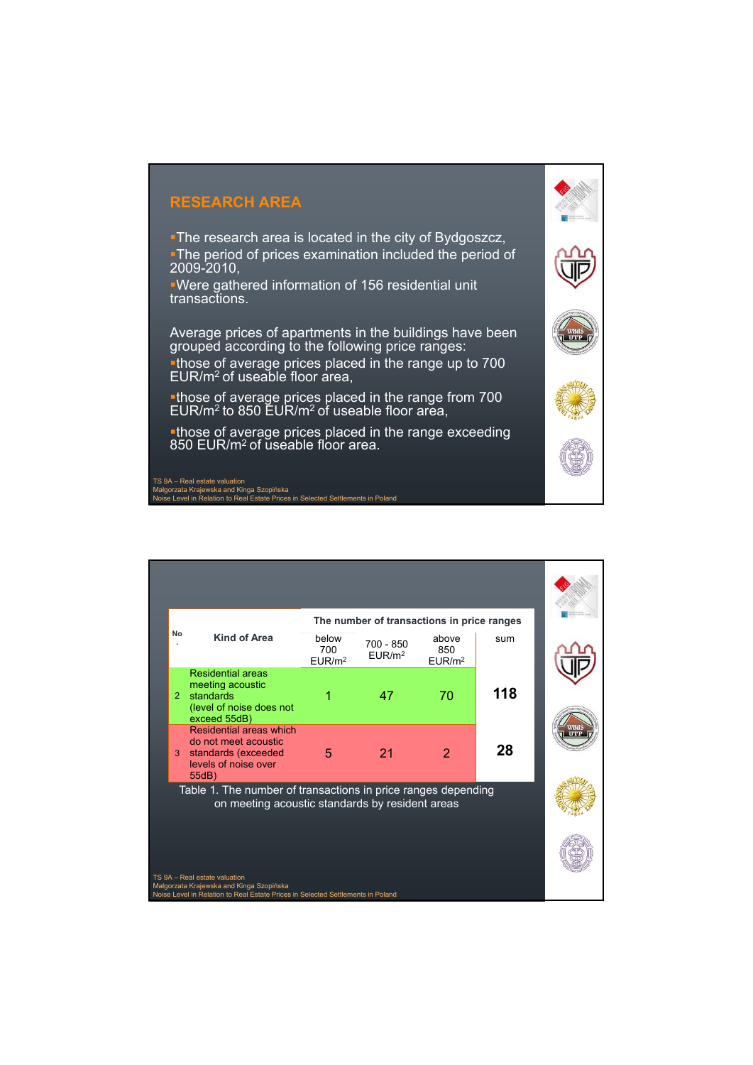## RESEARCH AREA

- The research area is located in the city of Bydgoszcz,
- The period of prices examination included the period of 2009-2010,
- Were gathered information of 156 residential unit transactions.

Average prices of apartments in the buildings have been grouped according to the following price ranges:

- those of average prices placed in the range up to 700 EUR/m$^2$ of useable floor area,
- those of average prices placed in the range from 700 EUR/m$^2$ to 850 EUR/m$^2$ of useable floor area,
- those of average prices placed in the range exceeding 850 EUR/m$^2$ of useable floor area.

| No. | Kind of Area | The number of transactions in price ranges | | | |
|---|---|---|---|---|---|
| | | below 700 EUR/m$^2$ | 700 - 850 EUR/m$^2$ | above 850 EUR/m$^2$ | sum |
| 2 | Residential areas meeting acoustic standards (level of noise does not exceed 55dB) | 1 | 47 | 70 | **118** |
| 3 | Residential areas which do not meet acoustic standards (exceeded levels of noise over 55dB) | 5 | 21 | 2 | **28** |

Table 1. The number of transactions in price ranges depending on meeting acoustic standards by resident areas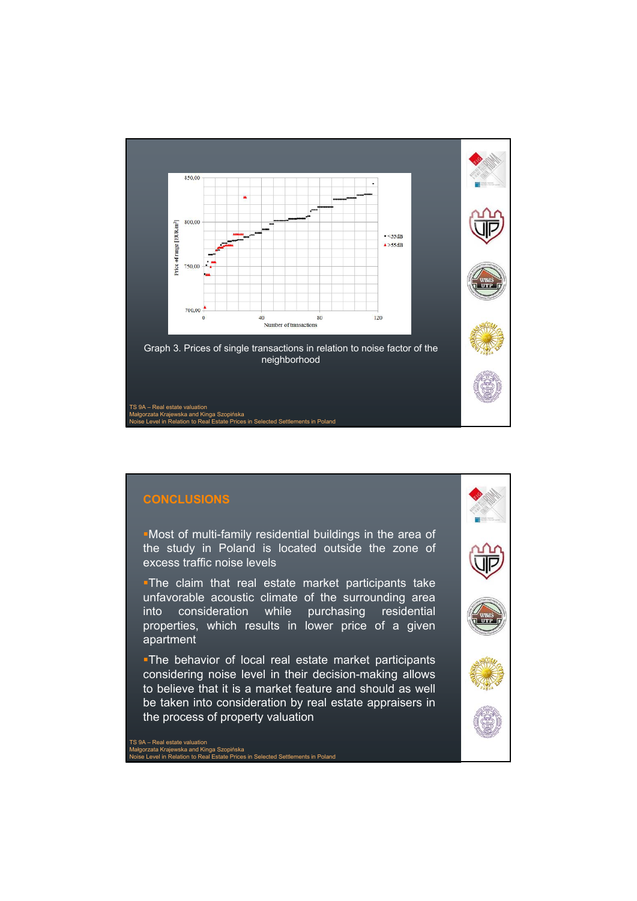Graph 3. Prices of single transactions in relation to noise factor of the neighborhood

## CONCLUSIONS

- Most of multi-family residential buildings in the area of the study in Poland is located outside the zone of excess traffic noise levels
- The claim that real estate market participants take unfavorable acoustic climate of the surrounding area into consideration while purchasing residential properties, which results in lower price of a given apartment
- The behavior of local real estate market participants considering noise level in their decision-making allows to believe that it is a market feature and should as well be taken into consideration by real estate appraisers in the process of property valuation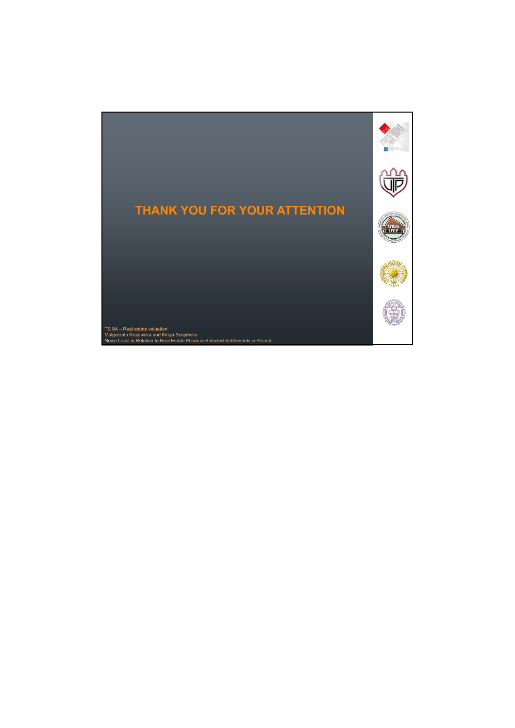# THANK YOU FOR YOUR ATTENTION

TS 9A – Real estate valuation
Małgorzata Krajewska and Kinga Szopińska
Noise Level in Relation to Real Estate Prices in Selected Settlements in Poland